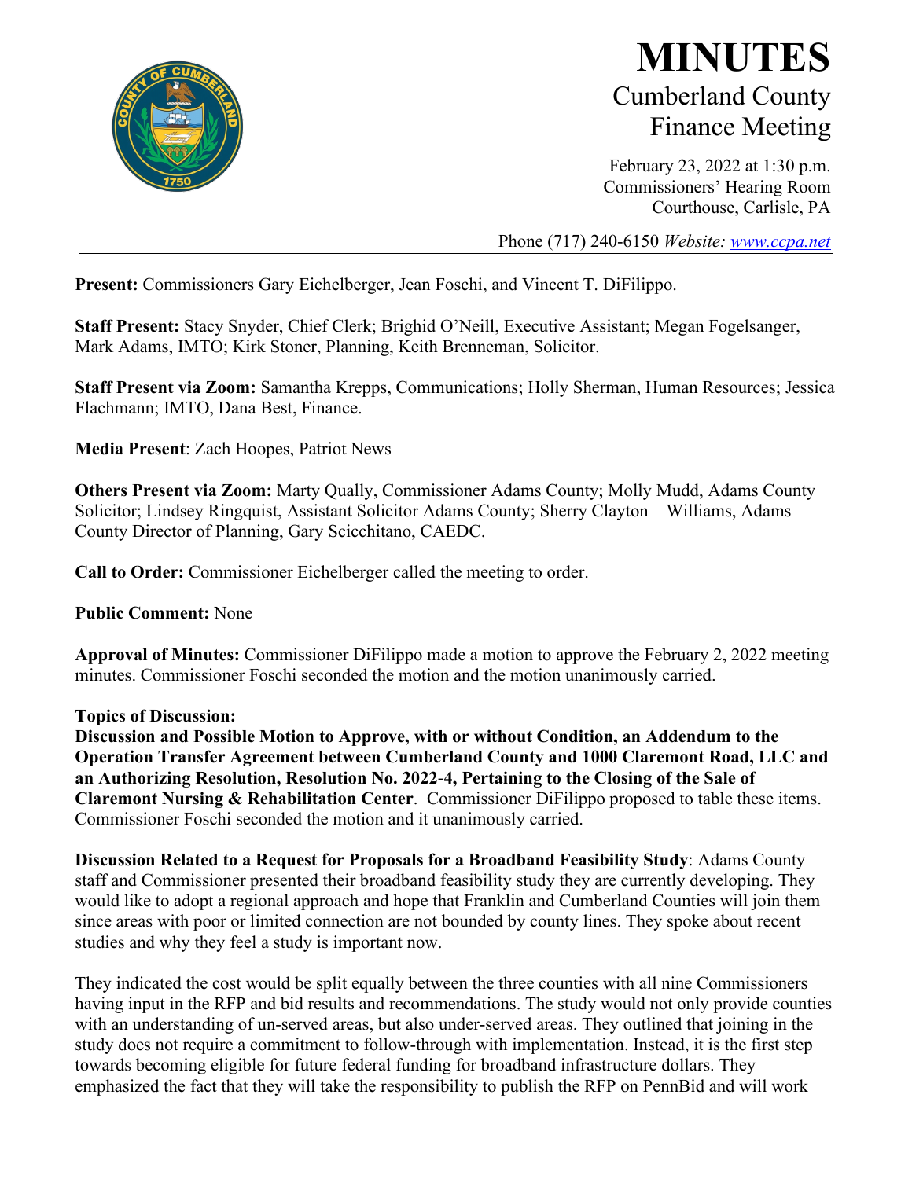# MINUTES

## Cumberland County Finance Meeting

February 23, 2022 at 1:30 p.m.
Commissioners' Hearing Room
Courthouse, Carlisle, PA

Phone (717) 240-6150 *Website: www.ccpa.net*

---

**Present:** Commissioners Gary Eichelberger, Jean Foschi, and Vincent T. DiFilippo.

**Staff Present:** Stacy Snyder, Chief Clerk; Brighid O'Neill, Executive Assistant; Megan Fogelsanger, Mark Adams, IMTO; Kirk Stoner, Planning, Keith Brenneman, Solicitor.

**Staff Present via Zoom:** Samantha Krepps, Communications; Holly Sherman, Human Resources; Jessica Flachmann; IMTO, Dana Best, Finance.

**Media Present**: Zach Hoopes, Patriot News

**Others Present via Zoom:** Marty Qually, Commissioner Adams County; Molly Mudd, Adams County Solicitor; Lindsey Ringquist, Assistant Solicitor Adams County; Sherry Clayton – Williams, Adams County Director of Planning, Gary Scicchitano, CAEDC.

**Call to Order:** Commissioner Eichelberger called the meeting to order.

**Public Comment:** None

**Approval of Minutes:** Commissioner DiFilippo made a motion to approve the February 2, 2022 meeting minutes. Commissioner Foschi seconded the motion and the motion unanimously carried.

**Topics of Discussion:**

**Discussion and Possible Motion to Approve, with or without Condition, an Addendum to the Operation Transfer Agreement between Cumberland County and 1000 Claremont Road, LLC and an Authorizing Resolution, Resolution No. 2022-4, Pertaining to the Closing of the Sale of Claremont Nursing & Rehabilitation Center**. Commissioner DiFilippo proposed to table these items. Commissioner Foschi seconded the motion and it unanimously carried.

**Discussion Related to a Request for Proposals for a Broadband Feasibility Study**: Adams County staff and Commissioner presented their broadband feasibility study they are currently developing. They would like to adopt a regional approach and hope that Franklin and Cumberland Counties will join them since areas with poor or limited connection are not bounded by county lines. They spoke about recent studies and why they feel a study is important now.

They indicated the cost would be split equally between the three counties with all nine Commissioners having input in the RFP and bid results and recommendations. The study would not only provide counties with an understanding of un-served areas, but also under-served areas. They outlined that joining in the study does not require a commitment to follow-through with implementation. Instead, it is the first step towards becoming eligible for future federal funding for broadband infrastructure dollars. They emphasized the fact that they will take the responsibility to publish the RFP on PennBid and will work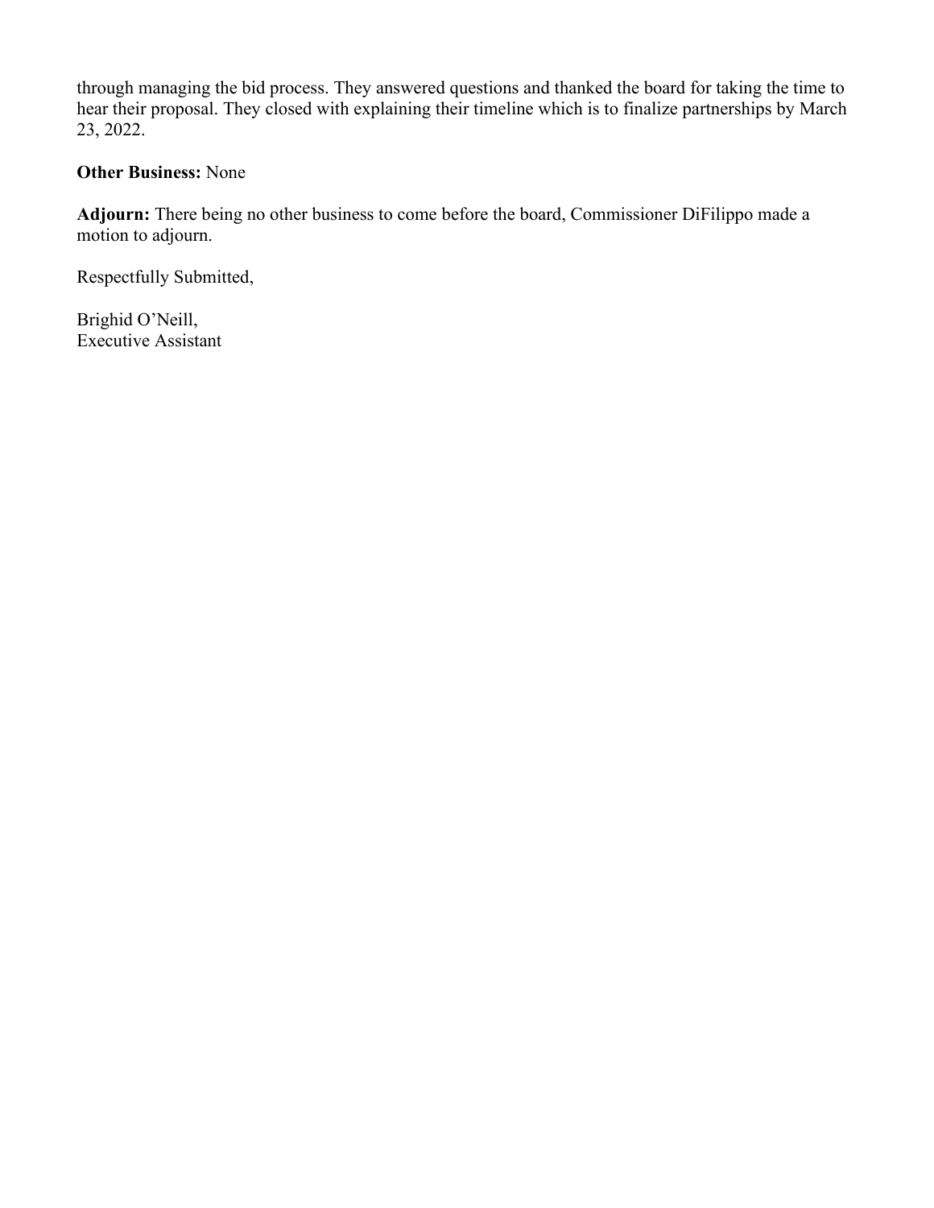through managing the bid process. They answered questions and thanked the board for taking the time to hear their proposal. They closed with explaining their timeline which is to finalize partnerships by March 23, 2022.

**Other Business:** None

**Adjourn:** There being no other business to come before the board, Commissioner DiFilippo made a motion to adjourn.

Respectfully Submitted,

Brighid O'Neill,
Executive Assistant